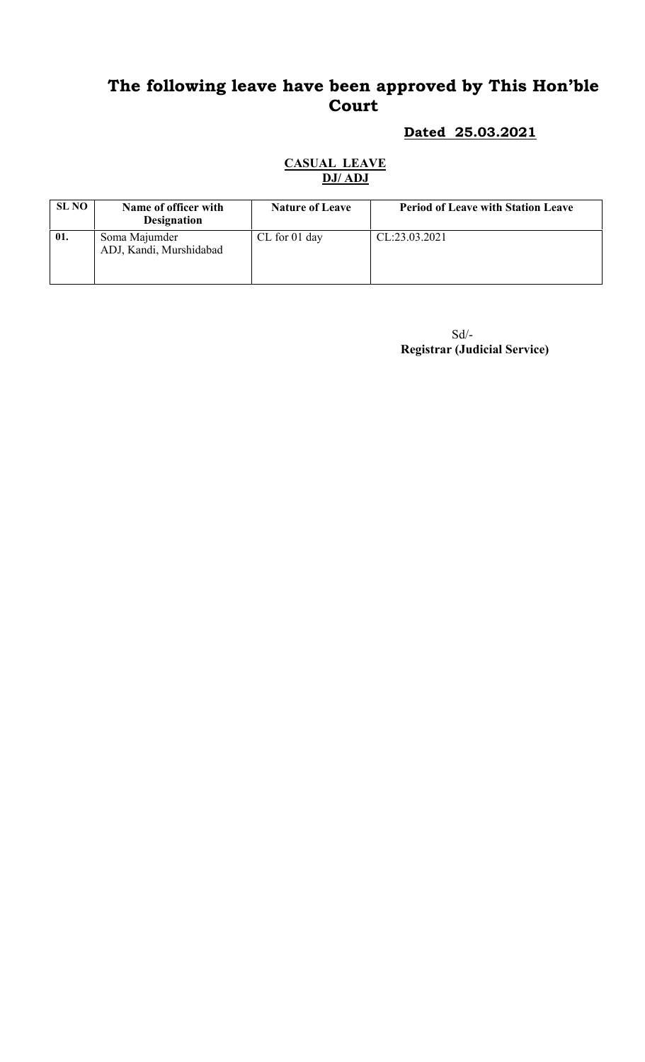# The following leave have been approved by This Hon'ble Court

**Dated 25.03.2021**

**CASUAL LEAVE**
**DJ/ ADJ**

| SL NO | Name of officer with Designation | Nature of Leave | Period of Leave with Station Leave |
|---|---|---|---|
| 01. | Soma Majumder<br>ADJ, Kandi, Murshidabad | CL for 01 day | CL:23.03.2021 |

Sd/-
**Registrar (Judicial Service)**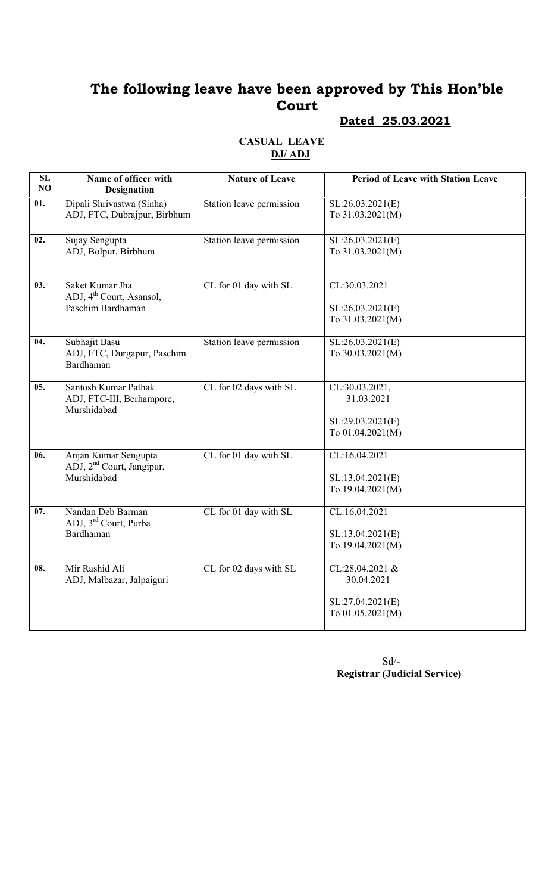# The following leave have been approved by This Hon'ble Court

**Dated 25.03.2021**

**CASUAL LEAVE**
**DJ/ ADJ**

| SL NO | Name of officer with Designation | Nature of Leave | Period of Leave with Station Leave |
|---|---|---|---|
| 01. | Dipali Shrivastwa (Sinha) ADJ, FTC, Dubrajpur, Birbhum | Station leave permission | SL:26.03.2021(E) To 31.03.2021(M) |
| 02. | Sujay Sengupta ADJ, Bolpur, Birbhum | Station leave permission | SL:26.03.2021(E) To 31.03.2021(M) |
| 03. | Saket Kumar Jha ADJ, 4th Court, Asansol, Paschim Bardhaman | CL for 01 day with SL | CL:30.03.2021<br>SL:26.03.2021(E) To 31.03.2021(M) |
| 04. | Subhajit Basu ADJ, FTC, Durgapur, Paschim Bardhaman | Station leave permission | SL:26.03.2021(E) To 30.03.2021(M) |
| 05. | Santosh Kumar Pathak ADJ, FTC-III, Berhampore, Murshidabad | CL for 02 days with SL | CL:30.03.2021, 31.03.2021<br>SL:29.03.2021(E) To 01.04.2021(M) |
| 06. | Anjan Kumar Sengupta ADJ, 2nd Court, Jangipur, Murshidabad | CL for 01 day with SL | CL:16.04.2021<br>SL:13.04.2021(E) To 19.04.2021(M) |
| 07. | Nandan Deb Barman ADJ, 3rd Court, Purba Bardhaman | CL for 01 day with SL | CL:16.04.2021<br>SL:13.04.2021(E) To 19.04.2021(M) |
| 08. | Mir Rashid Ali ADJ, Malbazar, Jalpaiguri | CL for 02 days with SL | CL:28.04.2021 & 30.04.2021<br>SL:27.04.2021(E) To 01.05.2021(M) |

Sd/-
**Registrar (Judicial Service)**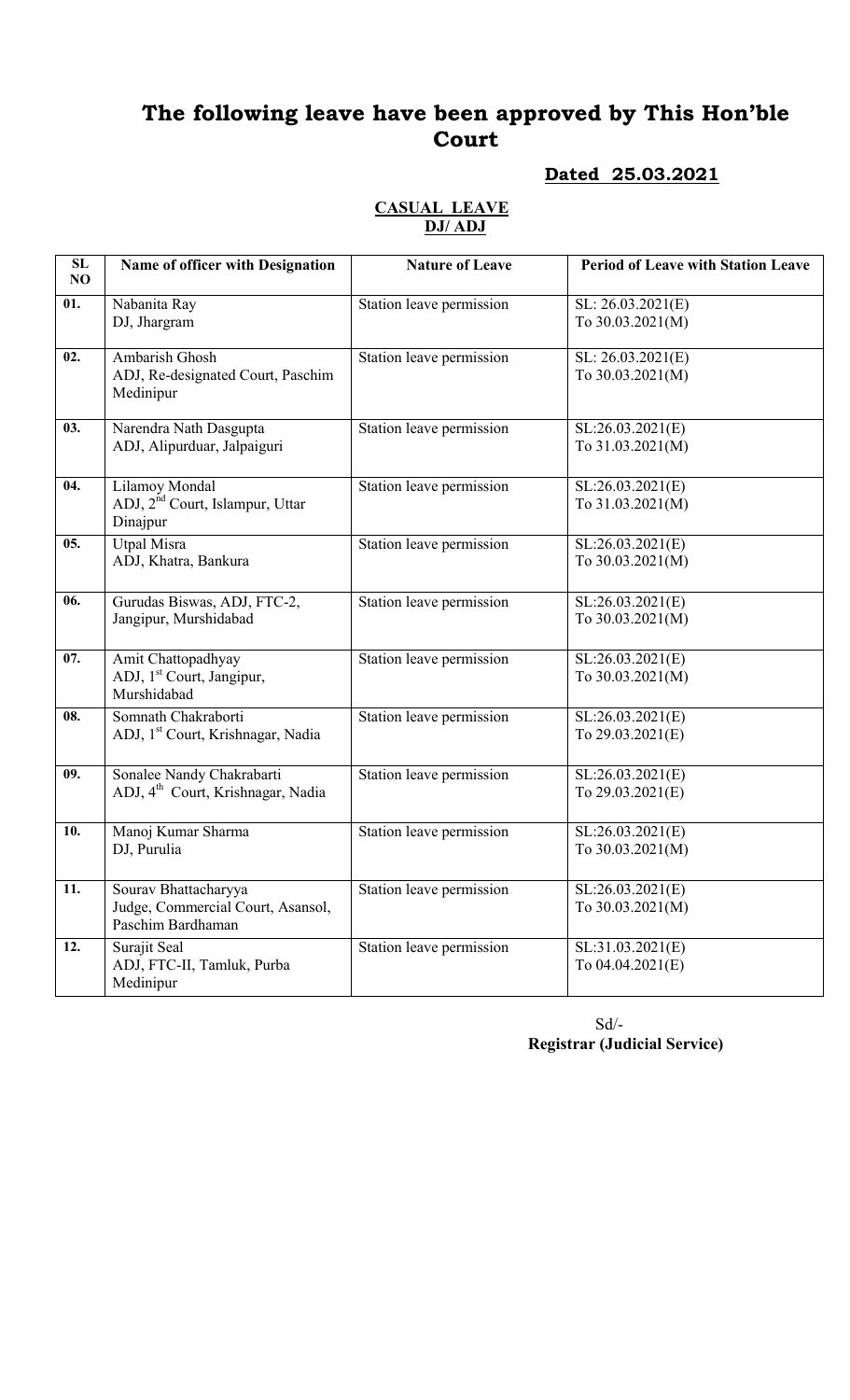# The following leave have been approved by This Hon'ble Court

**Dated 25.03.2021**

**CASUAL LEAVE**
**DJ/ ADJ**

| SL NO | Name of officer with Designation | Nature of Leave | Period of Leave with Station Leave |
|---|---|---|---|
| 01. | Nabanita Ray<br>DJ, Jhargram | Station leave permission | SL: 26.03.2021(E)<br>To 30.03.2021(M) |
| 02. | Ambarish Ghosh<br>ADJ, Re-designated Court, Paschim Medinipur | Station leave permission | SL: 26.03.2021(E)<br>To 30.03.2021(M) |
| 03. | Narendra Nath Dasgupta<br>ADJ, Alipurduar, Jalpaiguri | Station leave permission | SL:26.03.2021(E)<br>To 31.03.2021(M) |
| 04. | Lilamoy Mondal<br>ADJ, 2nd Court, Islampur, Uttar Dinajpur | Station leave permission | SL:26.03.2021(E)<br>To 31.03.2021(M) |
| 05. | Utpal Misra<br>ADJ, Khatra, Bankura | Station leave permission | SL:26.03.2021(E)<br>To 30.03.2021(M) |
| 06. | Gurudas Biswas, ADJ, FTC-2, Jangipur, Murshidabad | Station leave permission | SL:26.03.2021(E)<br>To 30.03.2021(M) |
| 07. | Amit Chattopadhyay<br>ADJ, 1st Court, Jangipur, Murshidabad | Station leave permission | SL:26.03.2021(E)<br>To 30.03.2021(M) |
| 08. | Somnath Chakraborti<br>ADJ, 1st Court, Krishnagar, Nadia | Station leave permission | SL:26.03.2021(E)<br>To 29.03.2021(E) |
| 09. | Sonalee Nandy Chakrabarti<br>ADJ, 4th Court, Krishnagar, Nadia | Station leave permission | SL:26.03.2021(E)<br>To 29.03.2021(E) |
| 10. | Manoj Kumar Sharma<br>DJ, Purulia | Station leave permission | SL:26.03.2021(E)<br>To 30.03.2021(M) |
| 11. | Sourav Bhattacharyya<br>Judge, Commercial Court, Asansol, Paschim Bardhaman | Station leave permission | SL:26.03.2021(E)<br>To 30.03.2021(M) |
| 12. | Surajit Seal<br>ADJ, FTC-II, Tamluk, Purba Medinipur | Station leave permission | SL:31.03.2021(E)<br>To 04.04.2021(E) |

Sd/-
**Registrar (Judicial Service)**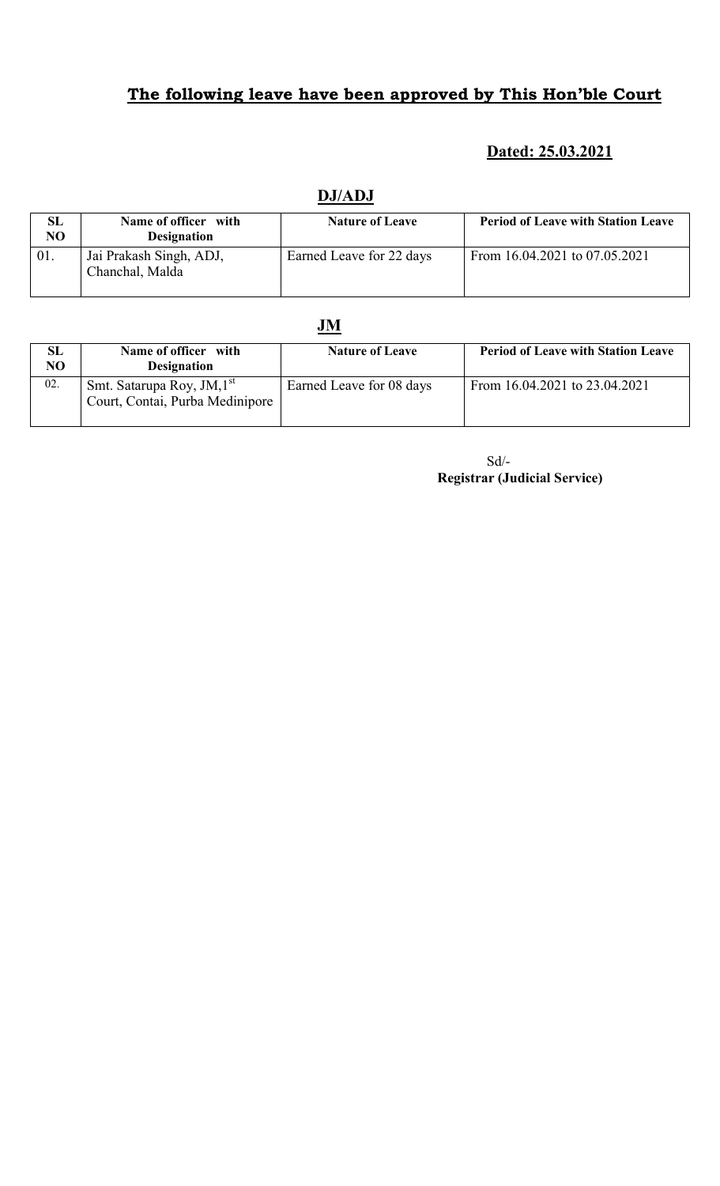## The following leave have been approved by This Hon'ble Court

**Dated: 25.03.2021**

### DJ/ADJ

| SL NO | Name of officer with Designation | Nature of Leave | Period of Leave with Station Leave |
|---|---|---|---|
| 01. | Jai Prakash Singh, ADJ, Chanchal, Malda | Earned Leave for 22 days | From 16.04.2021 to 07.05.2021 |

### JM

| SL NO | Name of officer with Designation | Nature of Leave | Period of Leave with Station Leave |
|---|---|---|---|
| 02. | Smt. Satarupa Roy, JM,1st Court, Contai, Purba Medinipore | Earned Leave for 08 days | From 16.04.2021 to 23.04.2021 |

Sd/-
**Registrar (Judicial Service)**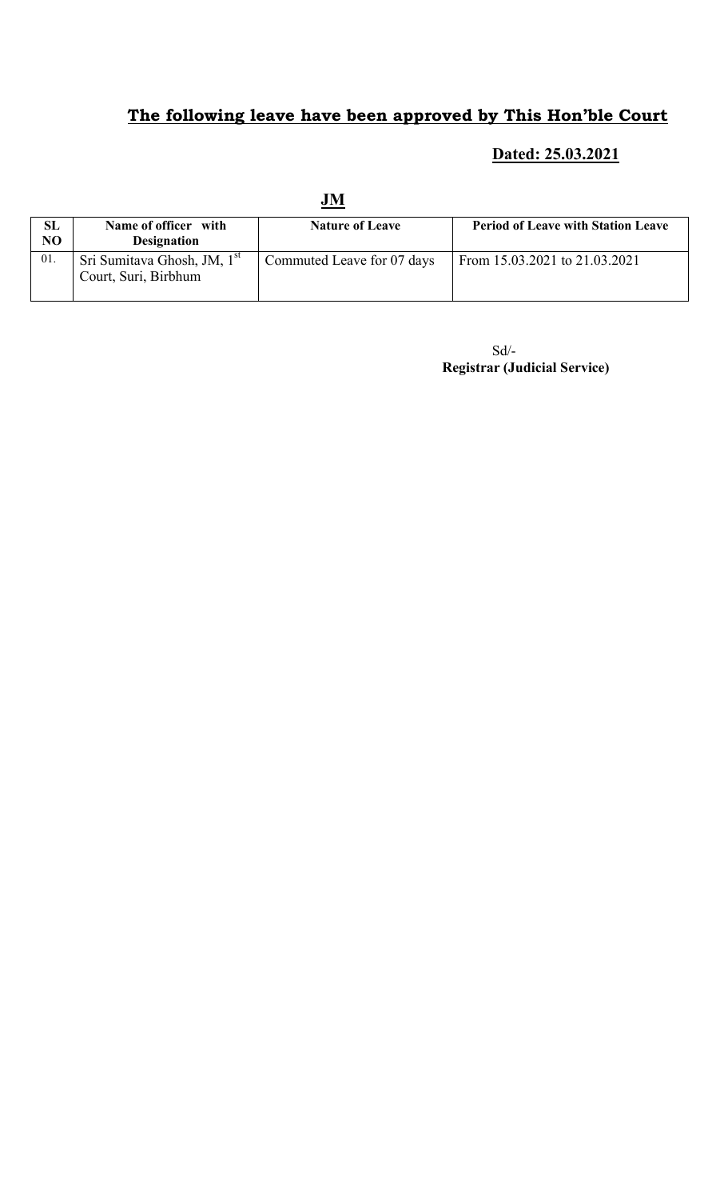## The following leave have been approved by This Hon'ble Court

**Dated: 25.03.2021**

**JM**

| SL NO | Name of officer with Designation | Nature of Leave | Period of Leave with Station Leave |
|---|---|---|---|
| 01. | Sri Sumitava Ghosh, JM, 1st Court, Suri, Birbhum | Commuted Leave for 07 days | From 15.03.2021 to 21.03.2021 |

Sd/-
**Registrar (Judicial Service)**